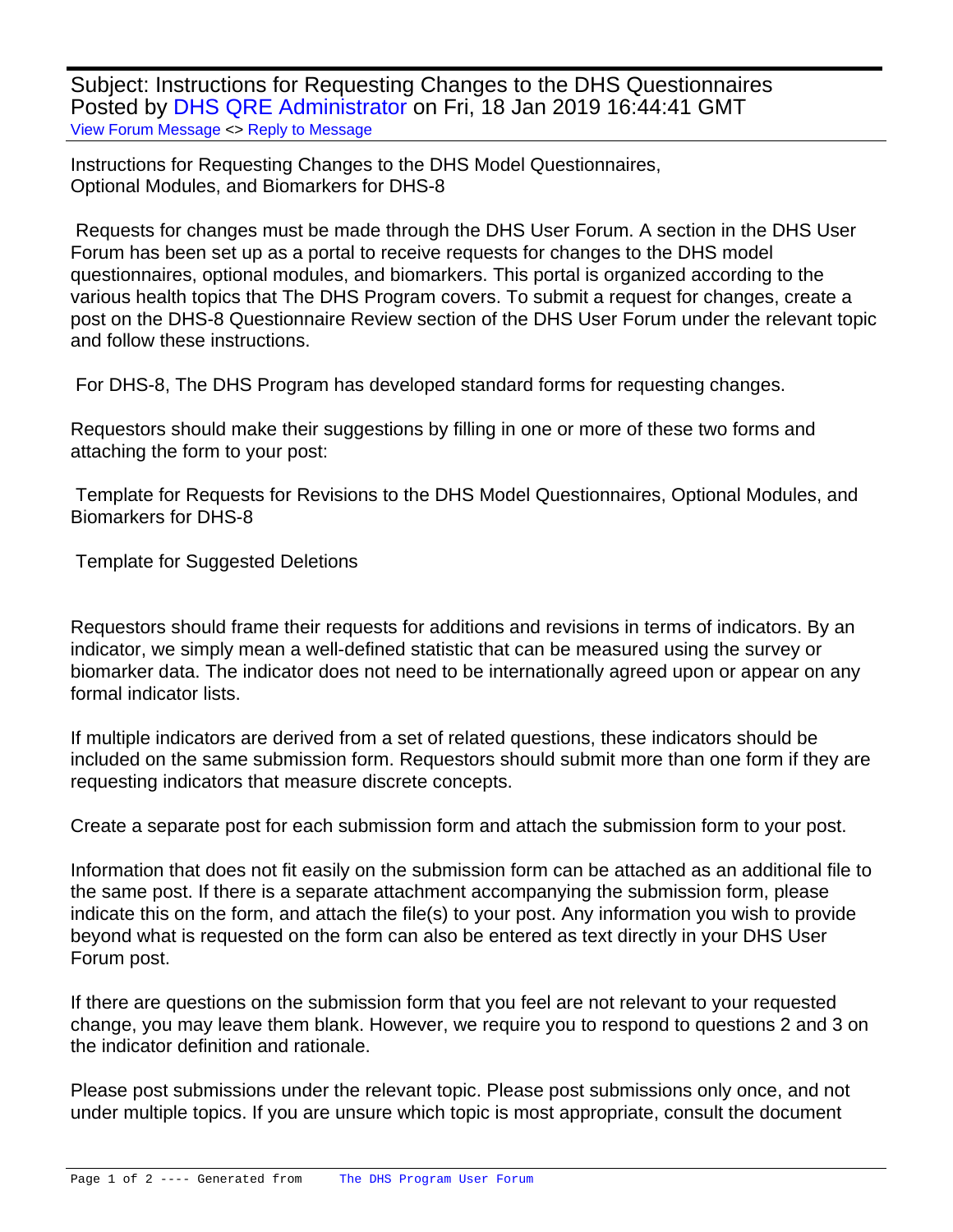Subject: Instructions for Requesting Changes to the DHS Questionnaires
Posted by DHS QRE Administrator on Fri, 18 Jan 2019 16:44:41 GMT
View Forum Message <> Reply to Message

Instructions for Requesting Changes to the DHS Model Questionnaires, Optional Modules, and Biomarkers for DHS-8

Requests for changes must be made through the DHS User Forum. A section in the DHS User Forum has been set up as a portal to receive requests for changes to the DHS model questionnaires, optional modules, and biomarkers. This portal is organized according to the various health topics that The DHS Program covers. To submit a request for changes, create a post on the DHS-8 Questionnaire Review section of the DHS User Forum under the relevant topic and follow these instructions.

For DHS-8, The DHS Program has developed standard forms for requesting changes.

Requestors should make their suggestions by filling in one or more of these two forms and attaching the form to your post:

Template for Requests for Revisions to the DHS Model Questionnaires, Optional Modules, and Biomarkers for DHS-8

Template for Suggested Deletions

Requestors should frame their requests for additions and revisions in terms of indicators. By an indicator, we simply mean a well-defined statistic that can be measured using the survey or biomarker data. The indicator does not need to be internationally agreed upon or appear on any formal indicator lists.

If multiple indicators are derived from a set of related questions, these indicators should be included on the same submission form. Requestors should submit more than one form if they are requesting indicators that measure discrete concepts.

Create a separate post for each submission form and attach the submission form to your post.

Information that does not fit easily on the submission form can be attached as an additional file to the same post. If there is a separate attachment accompanying the submission form, please indicate this on the form, and attach the file(s) to your post. Any information you wish to provide beyond what is requested on the form can also be entered as text directly in your DHS User Forum post.

If there are questions on the submission form that you feel are not relevant to your requested change, you may leave them blank. However, we require you to respond to questions 2 and 3 on the indicator definition and rationale.

Please post submissions under the relevant topic. Please post submissions only once, and not under multiple topics. If you are unsure which topic is most appropriate, consult the document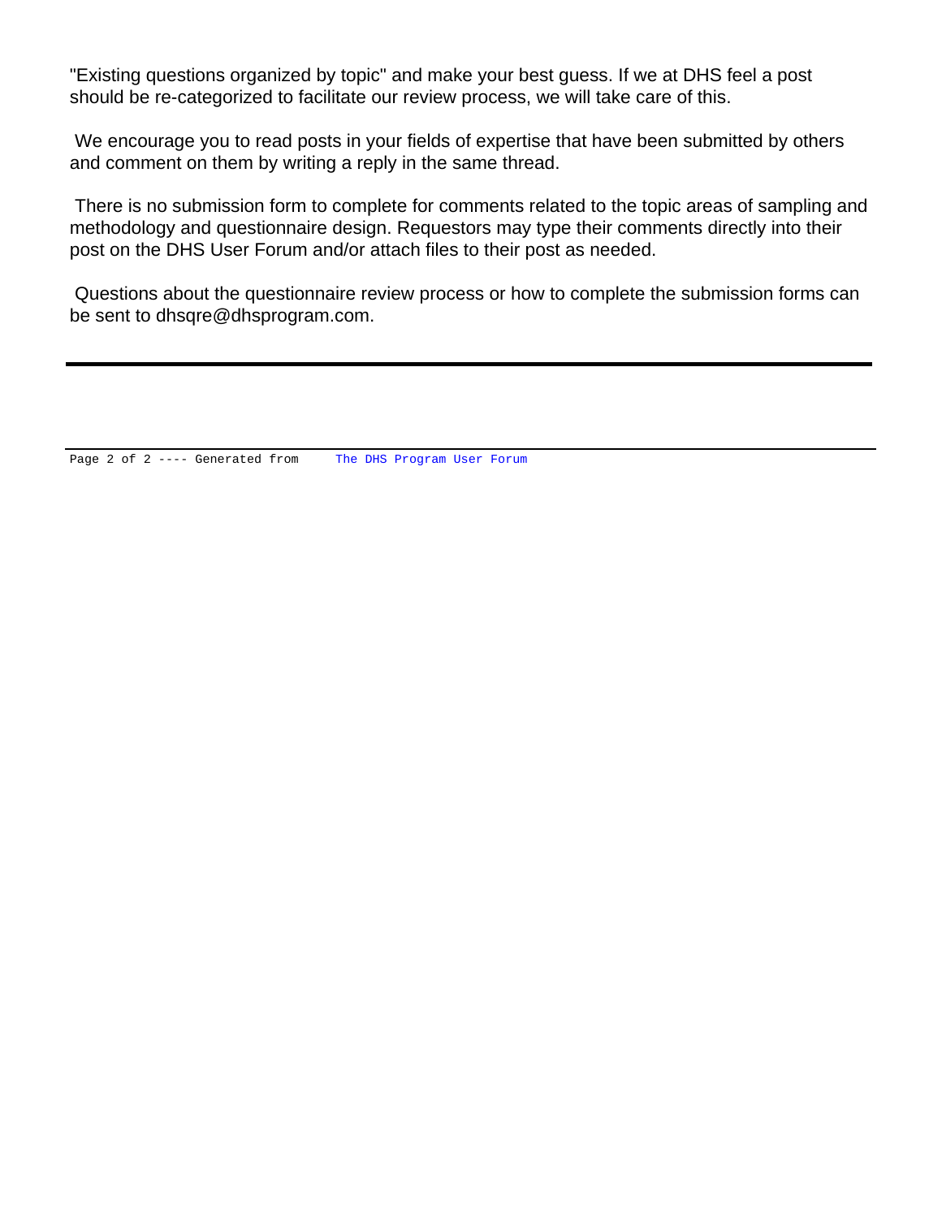"Existing questions organized by topic" and make your best guess. If we at DHS feel a post should be re-categorized to facilitate our review process, we will take care of this.

We encourage you to read posts in your fields of expertise that have been submitted by others and comment on them by writing a reply in the same thread.

There is no submission form to complete for comments related to the topic areas of sampling and methodology and questionnaire design. Requestors may type their comments directly into their post on the DHS User Forum and/or attach files to their post as needed.

Questions about the questionnaire review process or how to complete the submission forms can be sent to dhsqre@dhsprogram.com.

---